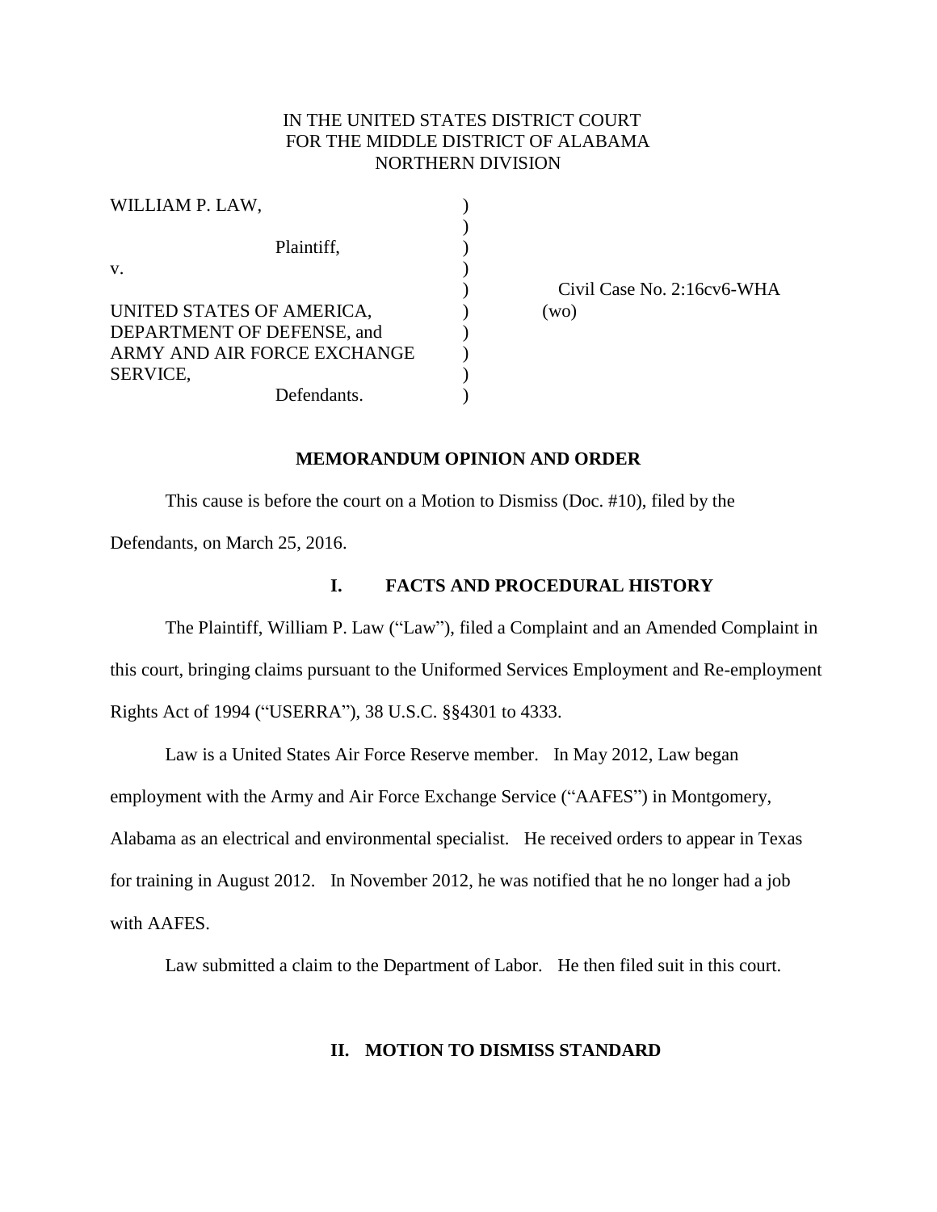IN THE UNITED STATES DISTRICT COURT
FOR THE MIDDLE DISTRICT OF ALABAMA
NORTHERN DIVISION

WILLIAM P. LAW,
Plaintiff,

v.

UNITED STATES OF AMERICA, DEPARTMENT OF DEFENSE, and ARMY AND AIR FORCE EXCHANGE SERVICE,
Defendants.

Civil Case No. 2:16cv6-WHA
(wo)

## MEMORANDUM OPINION AND ORDER

This cause is before the court on a Motion to Dismiss (Doc. #10), filed by the Defendants, on March 25, 2016.

### I. FACTS AND PROCEDURAL HISTORY

The Plaintiff, William P. Law ("Law"), filed a Complaint and an Amended Complaint in this court, bringing claims pursuant to the Uniformed Services Employment and Re-employment Rights Act of 1994 ("USERRA"), 38 U.S.C. §§4301 to 4333.

Law is a United States Air Force Reserve member. In May 2012, Law began employment with the Army and Air Force Exchange Service ("AAFES") in Montgomery, Alabama as an electrical and environmental specialist. He received orders to appear in Texas for training in August 2012. In November 2012, he was notified that he no longer had a job with AAFES.

Law submitted a claim to the Department of Labor. He then filed suit in this court.

### II. MOTION TO DISMISS STANDARD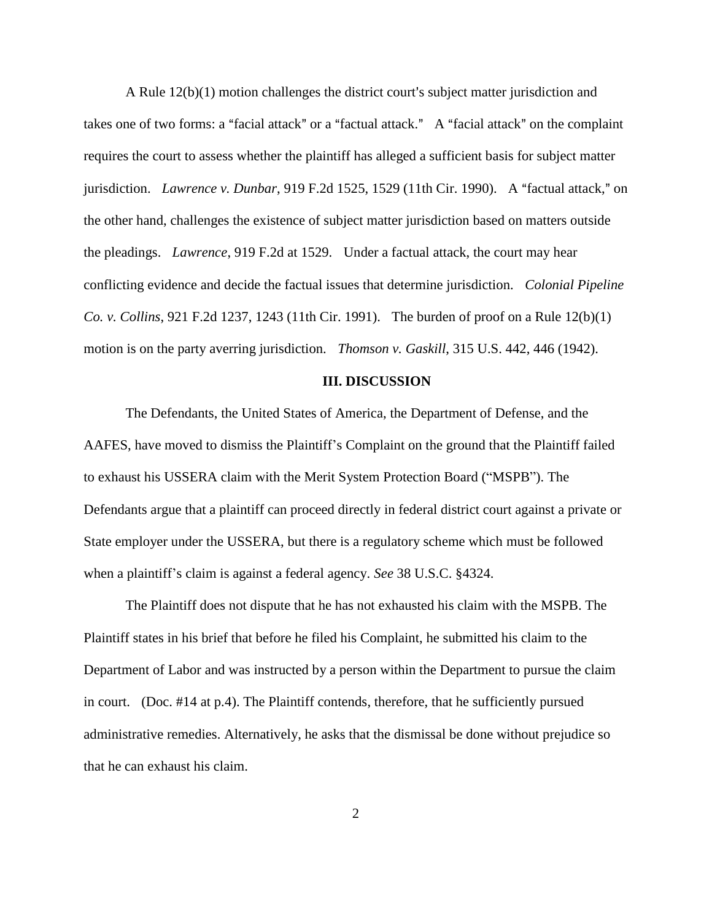A Rule 12(b)(1) motion challenges the district court's subject matter jurisdiction and takes one of two forms: a "facial attack" or a "factual attack." A "facial attack" on the complaint requires the court to assess whether the plaintiff has alleged a sufficient basis for subject matter jurisdiction. *Lawrence v. Dunbar*, 919 F.2d 1525, 1529 (11th Cir. 1990). A "factual attack," on the other hand, challenges the existence of subject matter jurisdiction based on matters outside the pleadings. *Lawrence*, 919 F.2d at 1529. Under a factual attack, the court may hear conflicting evidence and decide the factual issues that determine jurisdiction. *Colonial Pipeline Co. v. Collins*, 921 F.2d 1237, 1243 (11th Cir. 1991). The burden of proof on a Rule 12(b)(1) motion is on the party averring jurisdiction. *Thomson v. Gaskill*, 315 U.S. 442, 446 (1942).

**III. DISCUSSION**

The Defendants, the United States of America, the Department of Defense, and the AAFES, have moved to dismiss the Plaintiff's Complaint on the ground that the Plaintiff failed to exhaust his USSERA claim with the Merit System Protection Board ("MSPB"). The Defendants argue that a plaintiff can proceed directly in federal district court against a private or State employer under the USSERA, but there is a regulatory scheme which must be followed when a plaintiff's claim is against a federal agency. *See* 38 U.S.C. §4324.

The Plaintiff does not dispute that he has not exhausted his claim with the MSPB. The Plaintiff states in his brief that before he filed his Complaint, he submitted his claim to the Department of Labor and was instructed by a person within the Department to pursue the claim in court. (Doc. #14 at p.4). The Plaintiff contends, therefore, that he sufficiently pursued administrative remedies. Alternatively, he asks that the dismissal be done without prejudice so that he can exhaust his claim.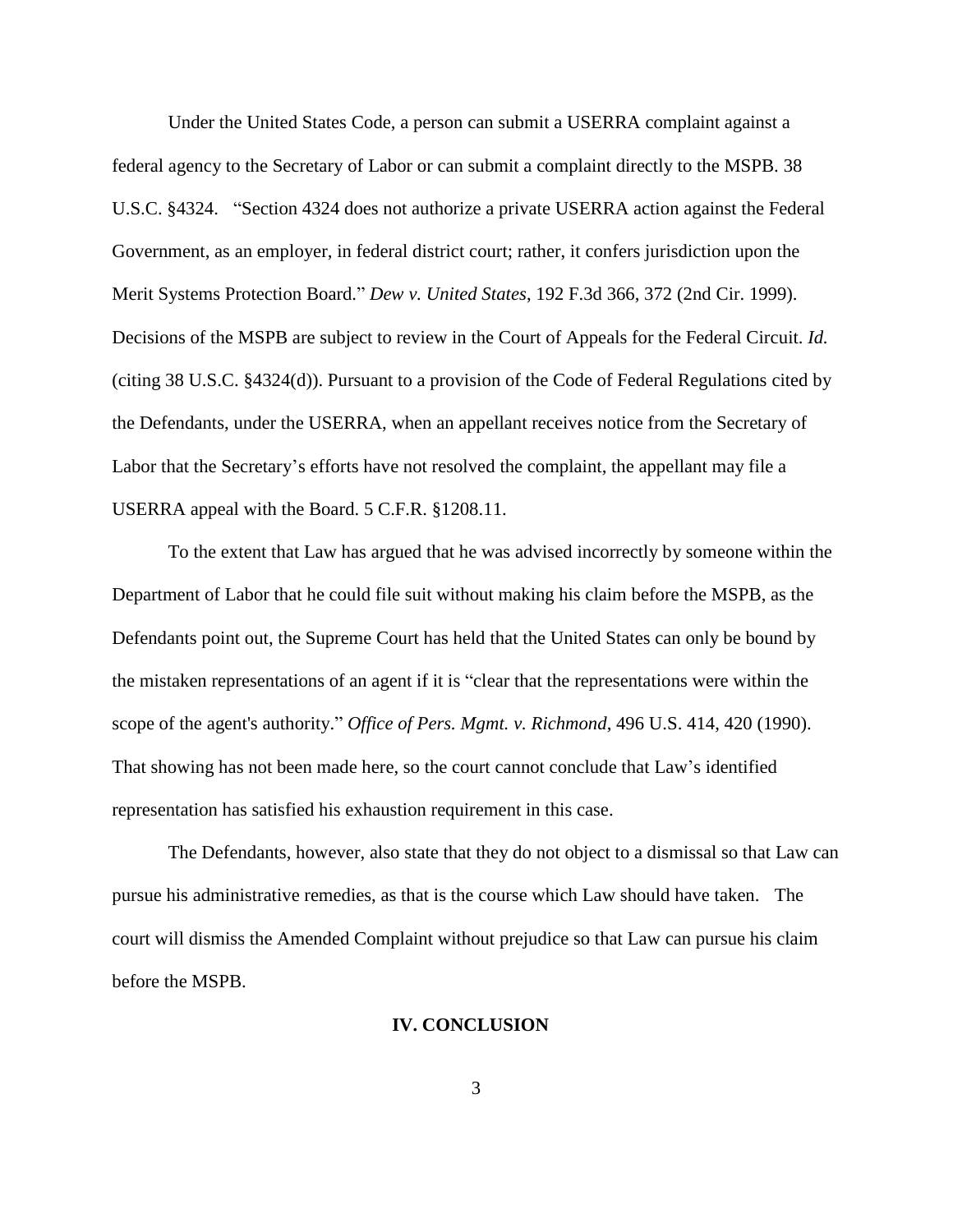Under the United States Code, a person can submit a USERRA complaint against a federal agency to the Secretary of Labor or can submit a complaint directly to the MSPB. 38 U.S.C. §4324. "Section 4324 does not authorize a private USERRA action against the Federal Government, as an employer, in federal district court; rather, it confers jurisdiction upon the Merit Systems Protection Board." *Dew v. United States*, 192 F.3d 366, 372 (2nd Cir. 1999). Decisions of the MSPB are subject to review in the Court of Appeals for the Federal Circuit. *Id.* (citing 38 U.S.C. §4324(d)). Pursuant to a provision of the Code of Federal Regulations cited by the Defendants, under the USERRA, when an appellant receives notice from the Secretary of Labor that the Secretary's efforts have not resolved the complaint, the appellant may file a USERRA appeal with the Board. 5 C.F.R. §1208.11.

To the extent that Law has argued that he was advised incorrectly by someone within the Department of Labor that he could file suit without making his claim before the MSPB, as the Defendants point out, the Supreme Court has held that the United States can only be bound by the mistaken representations of an agent if it is "clear that the representations were within the scope of the agent's authority." *Office of Pers. Mgmt. v. Richmond*, 496 U.S. 414, 420 (1990). That showing has not been made here, so the court cannot conclude that Law's identified representation has satisfied his exhaustion requirement in this case.

The Defendants, however, also state that they do not object to a dismissal so that Law can pursue his administrative remedies, as that is the course which Law should have taken. The court will dismiss the Amended Complaint without prejudice so that Law can pursue his claim before the MSPB.

## IV. CONCLUSION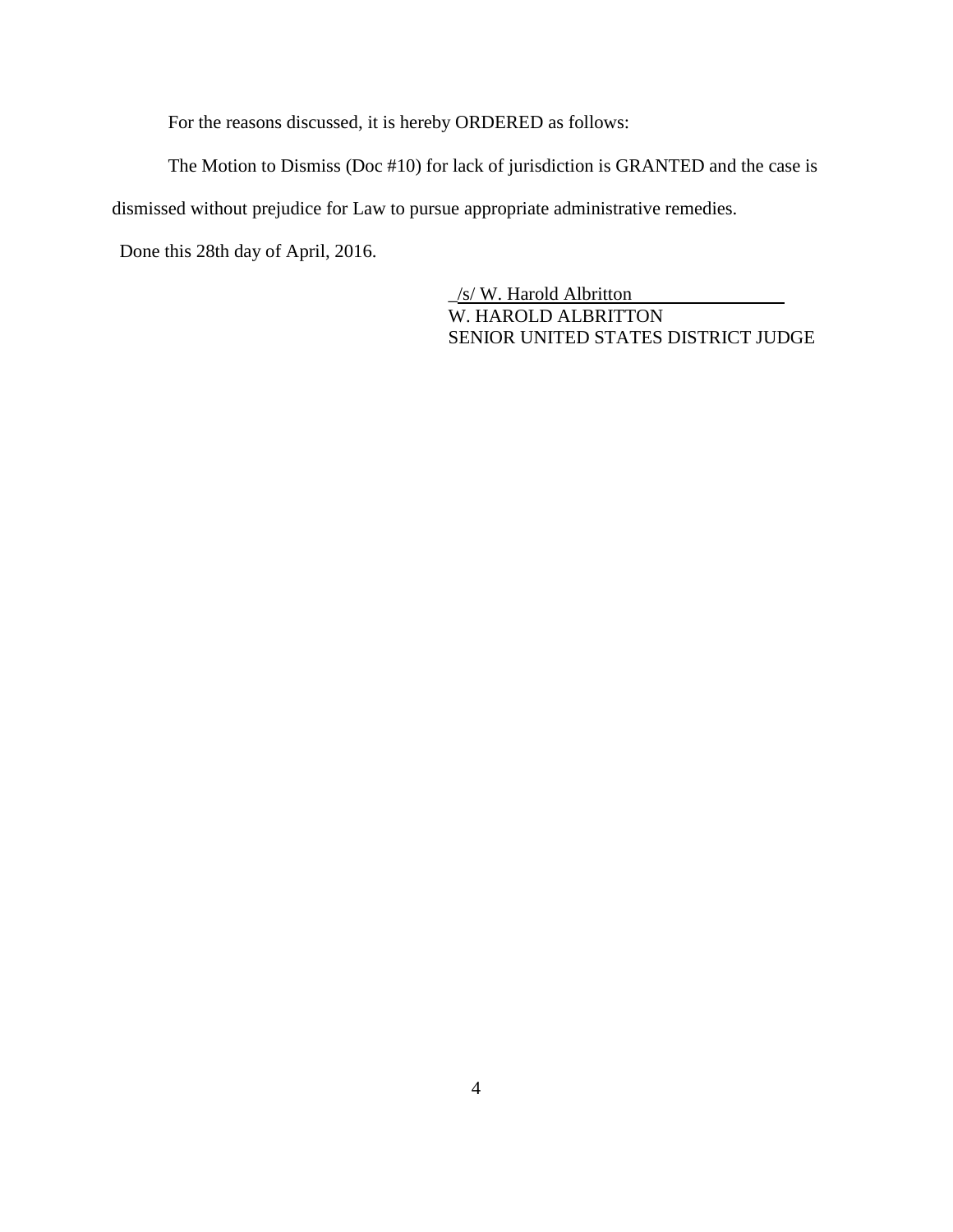For the reasons discussed, it is hereby ORDERED as follows:

The Motion to Dismiss (Doc #10) for lack of jurisdiction is GRANTED and the case is dismissed without prejudice for Law to pursue appropriate administrative remedies.

Done this 28th day of April, 2016.

/s/ W. Harold Albritton
W. HAROLD ALBRITTON
SENIOR UNITED STATES DISTRICT JUDGE